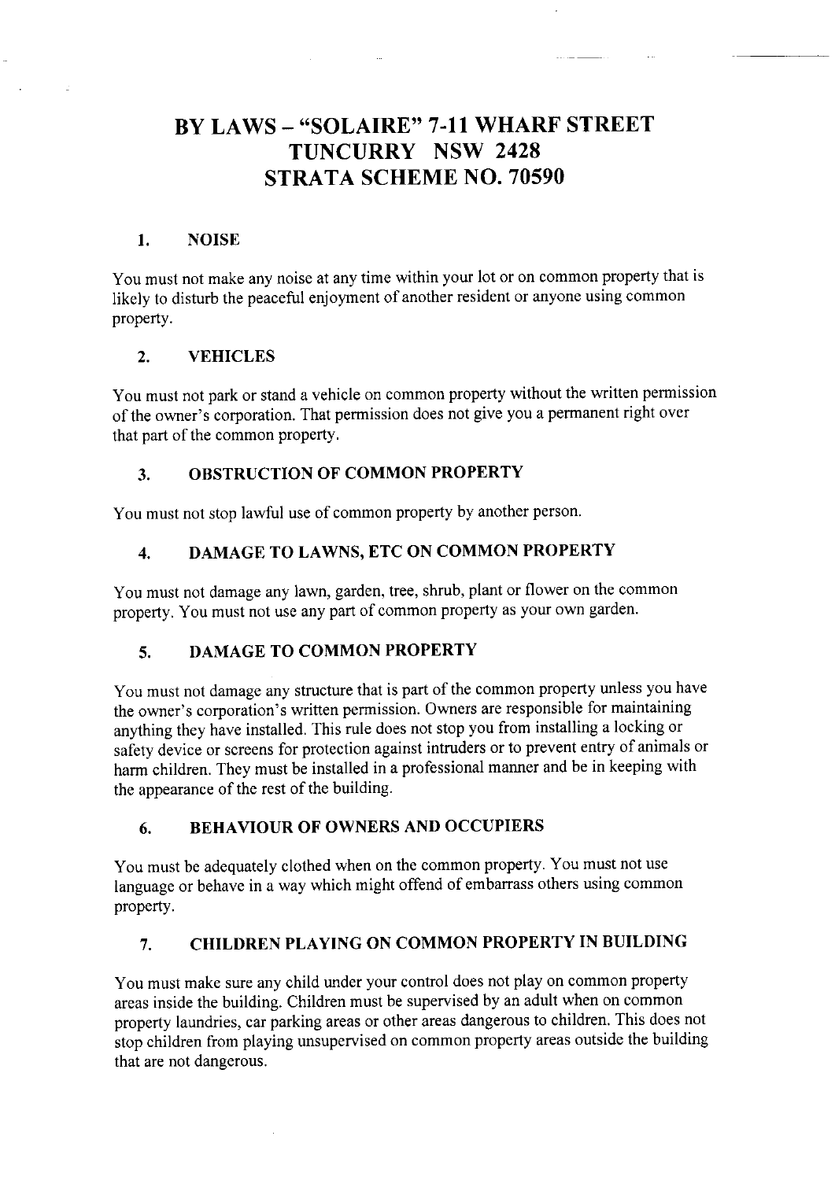# BY LAWS – "SOLAIRE" 7-11 WHARF STREET TUNCURRY NSW 2428 STRATA SCHEME NO. 70590

## 1. NOISE

You must not make any noise at any time within your lot or on common property that is likely to disturb the peaceful enjoyment of another resident or anyone using common property.

## 2. VEHICLES

You must not park or stand a vehicle on common property without the written permission of the owner's corporation. That permission does not give you a permanent right over that part of the common property.

## 3. OBSTRUCTION OF COMMON PROPERTY

You must not stop lawful use of common property by another person.

## 4. DAMAGE TO LAWNS, ETC ON COMMON PROPERTY

You must not damage any lawn, garden, tree, shrub, plant or flower on the common property. You must not use any part of common property as your own garden.

## 5. DAMAGE TO COMMON PROPERTY

You must not damage any structure that is part of the common property unless you have the owner's corporation's written permission. Owners are responsible for maintaining anything they have installed. This rule does not stop you from installing a locking or safety device or screens for protection against intruders or to prevent entry of animals or harm children. They must be installed in a professional manner and be in keeping with the appearance of the rest of the building.

## 6. BEHAVIOUR OF OWNERS AND OCCUPIERS

You must be adequately clothed when on the common property. You must not use language or behave in a way which might offend of embarrass others using common property.

## 7. CHILDREN PLAYING ON COMMON PROPERTY IN BUILDING

You must make sure any child under your control does not play on common property areas inside the building. Children must be supervised by an adult when on common property laundries, car parking areas or other areas dangerous to children. This does not stop children from playing unsupervised on common property areas outside the building that are not dangerous.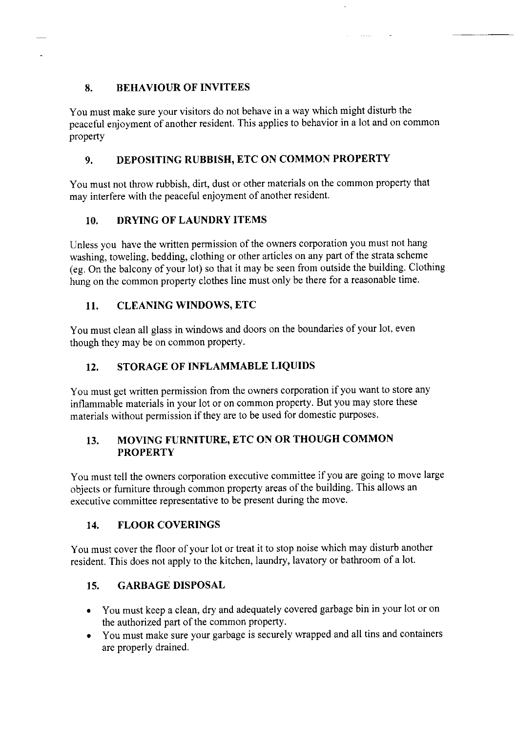## 8. BEHAVIOUR OF INVITEES

You must make sure your visitors do not behave in a way which might disturb the peaceful enjoyment of another resident. This applies to behavior in a lot and on common property

## 9. DEPOSITING RUBBISH, ETC ON COMMON PROPERTY

You must not throw rubbish, dirt, dust or other materials on the common property that may interfere with the peaceful enjoyment of another resident.

## 10. DRYING OF LAUNDRY ITEMS

Unless you have the written permission of the owners corporation you must not hang washing, toweling, bedding, clothing or other articles on any part of the strata scheme (eg. On the balcony of your lot) so that it may be seen from outside the building. Clothing hung on the common property clothes line must only be there for a reasonable time.

## 11. CLEANING WINDOWS, ETC

You must clean all glass in windows and doors on the boundaries of your lot, even though they may be on common property.

## 12. STORAGE OF INFLAMMABLE LIQUIDS

You must get written permission from the owners corporation if you want to store any inflammable materials in your lot or on common property. But you may store these materials without permission if they are to be used for domestic purposes.

## 13. MOVING FURNITURE, ETC ON OR THOUGH COMMON PROPERTY

You must tell the owners corporation executive committee if you are going to move large objects or furniture through common property areas of the building. This allows an executive committee representative to be present during the move.

## 14. FLOOR COVERINGS

You must cover the floor of your lot or treat it to stop noise which may disturb another resident. This does not apply to the kitchen, laundry, lavatory or bathroom of a lot.

## 15. GARBAGE DISPOSAL

- You must keep a clean, dry and adequately covered garbage bin in your lot or on the authorized part of the common property.
- You must make sure your garbage is securely wrapped and all tins and containers are properly drained.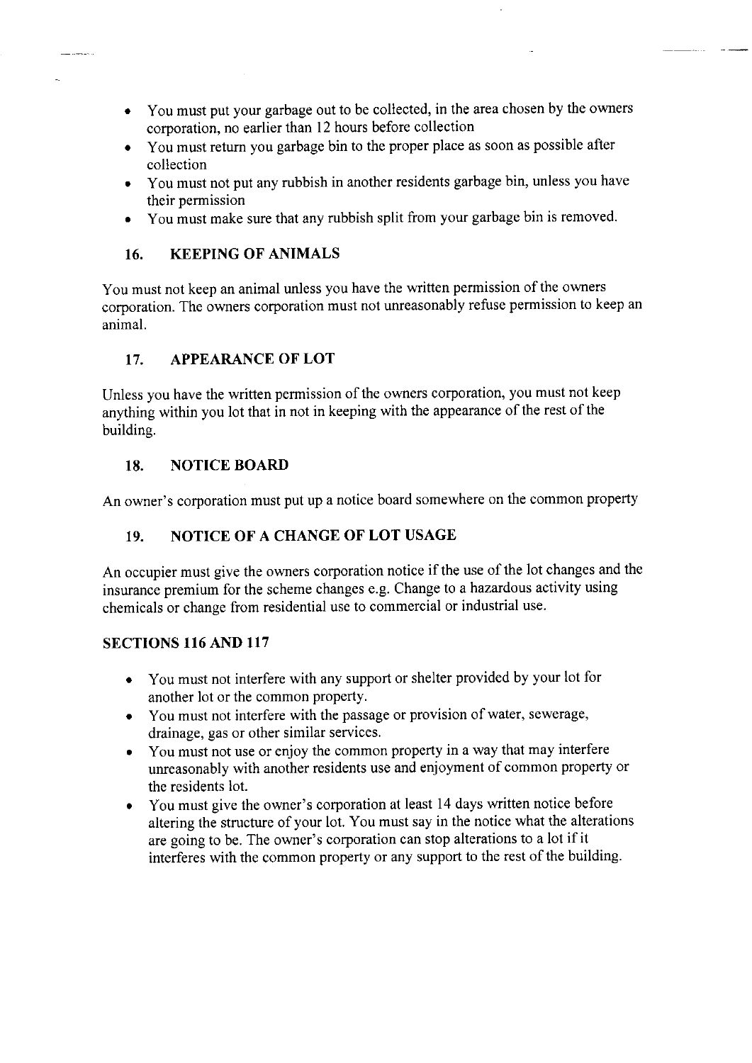- You must put your garbage out to be collected, in the area chosen by the owners corporation, no earlier than 12 hours before collection
- You must return you garbage bin to the proper place as soon as possible after collection
- You must not put any rubbish in another residents garbage bin, unless you have their permission
- You must make sure that any rubbish split from your garbage bin is removed.

## 16. KEEPING OF ANIMALS

You must not keep an animal unless you have the written permission of the owners corporation. The owners corporation must not unreasonably refuse permission to keep an animal.

## 17. APPEARANCE OF LOT

Unless you have the written permission of the owners corporation, you must not keep anything within you lot that in not in keeping with the appearance of the rest of the building.

## 18. NOTICE BOARD

An owner's corporation must put up a notice board somewhere on the common property

## 19. NOTICE OF A CHANGE OF LOT USAGE

An occupier must give the owners corporation notice if the use of the lot changes and the insurance premium for the scheme changes e.g. Change to a hazardous activity using chemicals or change from residential use to commercial or industrial use.

## SECTIONS 116 AND 117

- You must not interfere with any support or shelter provided by your lot for another lot or the common property.
- You must not interfere with the passage or provision of water, sewerage, drainage, gas or other similar services.
- You must not use or enjoy the common property in a way that may interfere unreasonably with another residents use and enjoyment of common property or the residents lot.
- You must give the owner's corporation at least 14 days written notice before altering the structure of your lot. You must say in the notice what the alterations are going to be. The owner's corporation can stop alterations to a lot if it interferes with the common property or any support to the rest of the building.